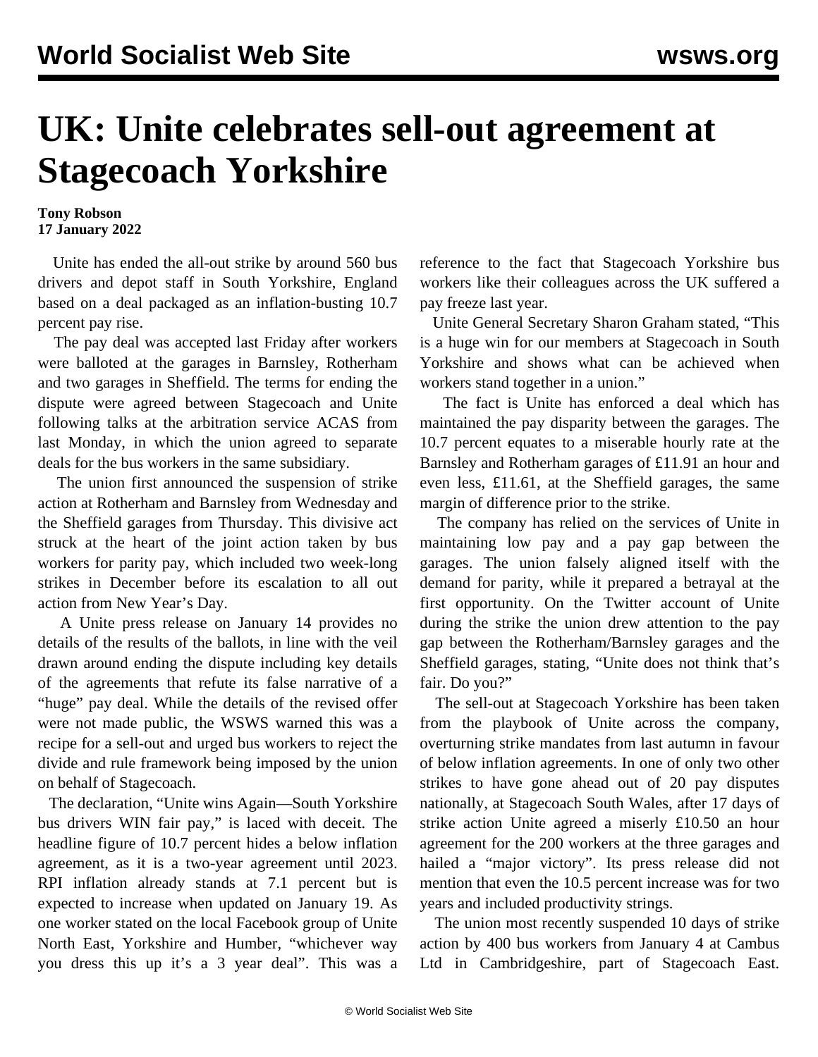# UK: Unite celebrates sell-out agreement at Stagecoach Yorkshire

**Tony Robson**
**17 January 2022**

Unite has ended the all-out strike by around 560 bus drivers and depot staff in South Yorkshire, England based on a deal packaged as an inflation-busting 10.7 percent pay rise.

The pay deal was accepted last Friday after workers were balloted at the garages in Barnsley, Rotherham and two garages in Sheffield. The terms for ending the dispute were agreed between Stagecoach and Unite following talks at the arbitration service ACAS from last Monday, in which the union agreed to separate deals for the bus workers in the same subsidiary.

The union first announced the suspension of strike action at Rotherham and Barnsley from Wednesday and the Sheffield garages from Thursday. This divisive act struck at the heart of the joint action taken by bus workers for parity pay, which included two week-long strikes in December before its escalation to all out action from New Year's Day.

A Unite press release on January 14 provides no details of the results of the ballots, in line with the veil drawn around ending the dispute including key details of the agreements that refute its false narrative of a "huge" pay deal. While the details of the revised offer were not made public, the WSWS warned this was a recipe for a sell-out and urged bus workers to reject the divide and rule framework being imposed by the union on behalf of Stagecoach.

The declaration, "Unite wins Again—South Yorkshire bus drivers WIN fair pay," is laced with deceit. The headline figure of 10.7 percent hides a below inflation agreement, as it is a two-year agreement until 2023. RPI inflation already stands at 7.1 percent but is expected to increase when updated on January 19. As one worker stated on the local Facebook group of Unite North East, Yorkshire and Humber, "whichever way you dress this up it's a 3 year deal". This was a reference to the fact that Stagecoach Yorkshire bus workers like their colleagues across the UK suffered a pay freeze last year.

Unite General Secretary Sharon Graham stated, "This is a huge win for our members at Stagecoach in South Yorkshire and shows what can be achieved when workers stand together in a union."

The fact is Unite has enforced a deal which has maintained the pay disparity between the garages. The 10.7 percent equates to a miserable hourly rate at the Barnsley and Rotherham garages of £11.91 an hour and even less, £11.61, at the Sheffield garages, the same margin of difference prior to the strike.

The company has relied on the services of Unite in maintaining low pay and a pay gap between the garages. The union falsely aligned itself with the demand for parity, while it prepared a betrayal at the first opportunity. On the Twitter account of Unite during the strike the union drew attention to the pay gap between the Rotherham/Barnsley garages and the Sheffield garages, stating, "Unite does not think that's fair. Do you?"

The sell-out at Stagecoach Yorkshire has been taken from the playbook of Unite across the company, overturning strike mandates from last autumn in favour of below inflation agreements. In one of only two other strikes to have gone ahead out of 20 pay disputes nationally, at Stagecoach South Wales, after 17 days of strike action Unite agreed a miserly £10.50 an hour agreement for the 200 workers at the three garages and hailed a "major victory". Its press release did not mention that even the 10.5 percent increase was for two years and included productivity strings.

The union most recently suspended 10 days of strike action by 400 bus workers from January 4 at Cambus Ltd in Cambridgeshire, part of Stagecoach East.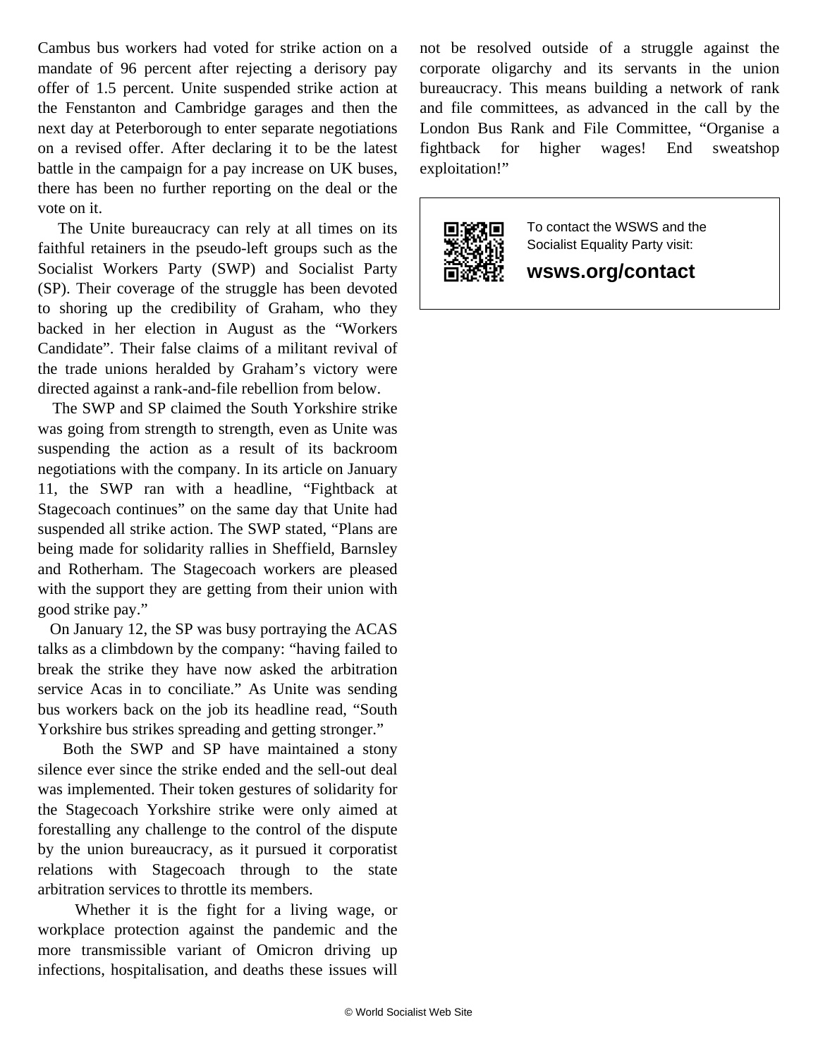Cambus bus workers had voted for strike action on a mandate of 96 percent after rejecting a derisory pay offer of 1.5 percent. Unite suspended strike action at the Fenstanton and Cambridge garages and then the next day at Peterborough to enter separate negotiations on a revised offer. After declaring it to be the latest battle in the campaign for a pay increase on UK buses, there has been no further reporting on the deal or the vote on it.

The Unite bureaucracy can rely at all times on its faithful retainers in the pseudo-left groups such as the Socialist Workers Party (SWP) and Socialist Party (SP). Their coverage of the struggle has been devoted to shoring up the credibility of Graham, who they backed in her election in August as the "Workers Candidate". Their false claims of a militant revival of the trade unions heralded by Graham's victory were directed against a rank-and-file rebellion from below.

The SWP and SP claimed the South Yorkshire strike was going from strength to strength, even as Unite was suspending the action as a result of its backroom negotiations with the company. In its article on January 11, the SWP ran with a headline, "Fightback at Stagecoach continues" on the same day that Unite had suspended all strike action. The SWP stated, "Plans are being made for solidarity rallies in Sheffield, Barnsley and Rotherham. The Stagecoach workers are pleased with the support they are getting from their union with good strike pay."

On January 12, the SP was busy portraying the ACAS talks as a climbdown by the company: "having failed to break the strike they have now asked the arbitration service Acas in to conciliate." As Unite was sending bus workers back on the job its headline read, "South Yorkshire bus strikes spreading and getting stronger."

Both the SWP and SP have maintained a stony silence ever since the strike ended and the sell-out deal was implemented. Their token gestures of solidarity for the Stagecoach Yorkshire strike were only aimed at forestalling any challenge to the control of the dispute by the union bureaucracy, as it pursued it corporatist relations with Stagecoach through to the state arbitration services to throttle its members.

Whether it is the fight for a living wage, or workplace protection against the pandemic and the more transmissible variant of Omicron driving up infections, hospitalisation, and deaths these issues will not be resolved outside of a struggle against the corporate oligarchy and its servants in the union bureaucracy. This means building a network of rank and file committees, as advanced in the call by the London Bus Rank and File Committee, "Organise a fightback for higher wages! End sweatshop exploitation!"

To contact the WSWS and the Socialist Equality Party visit:

**wsws.org/contact**